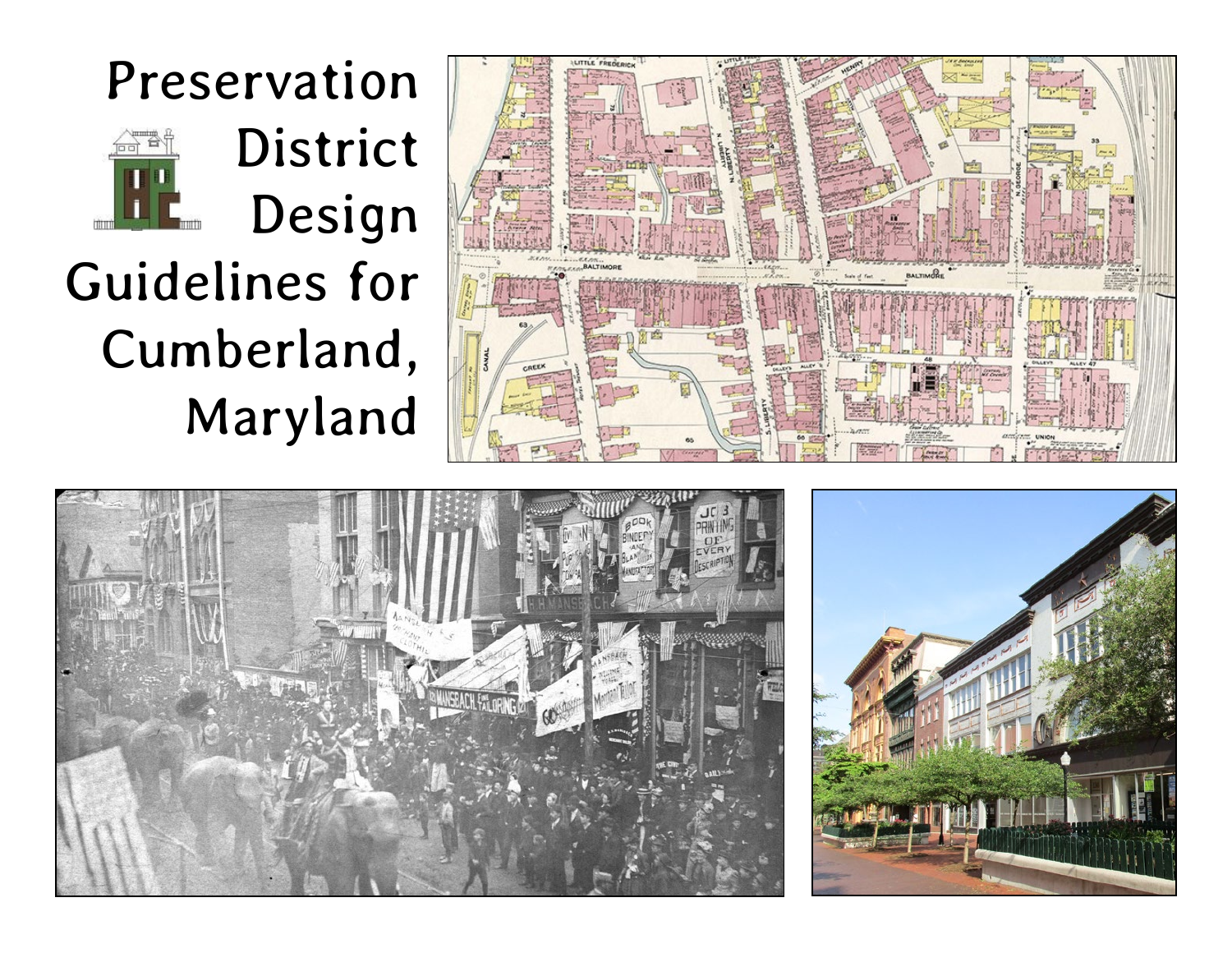# Preservation District Design Guidelines for Cumberland, Maryland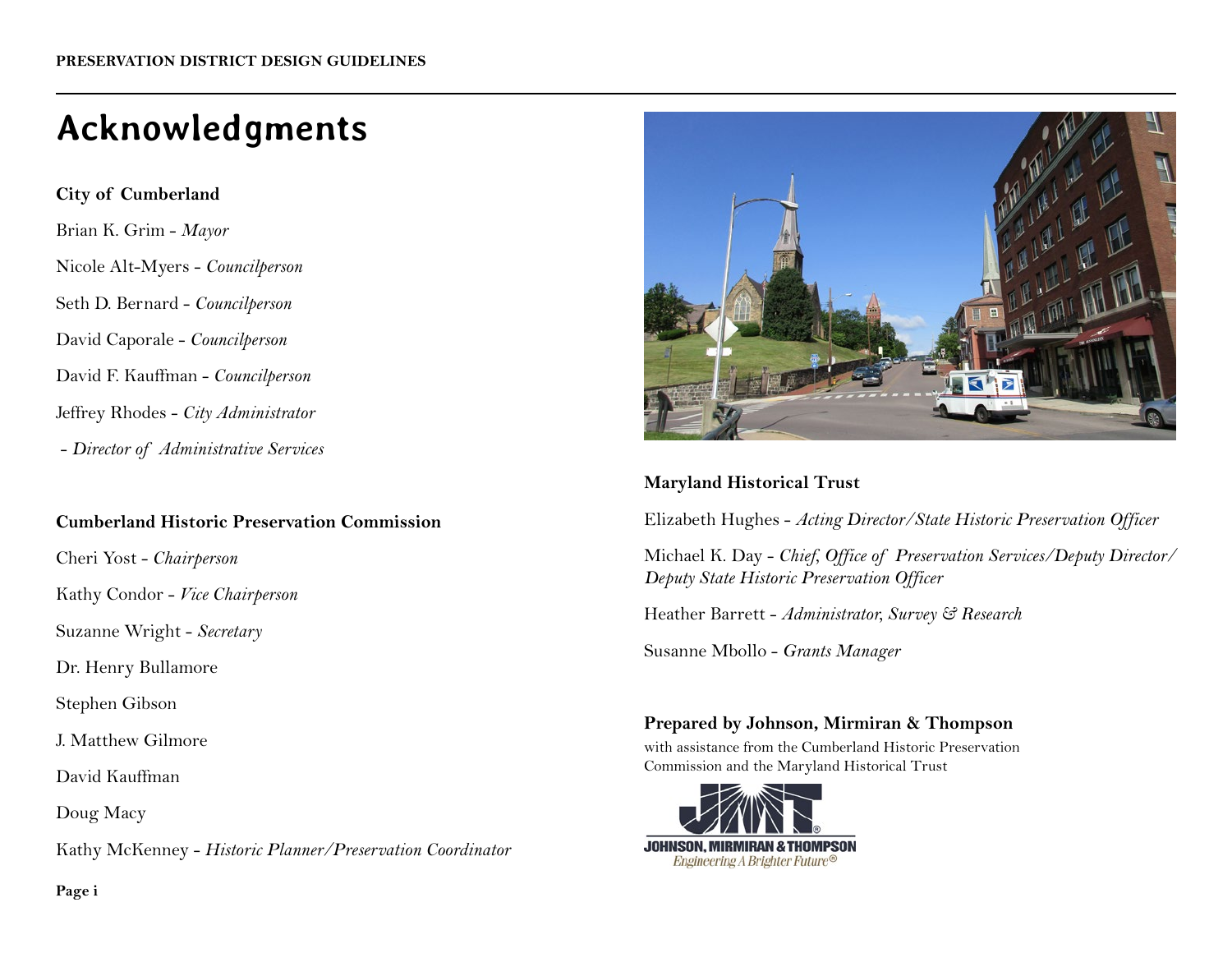# Acknowledgments

**City of Cumberland**

Brian K. Grim - *Mayor*

Nicole Alt-Myers - *Councilperson*

Seth D. Bernard - *Councilperson*

David Caporale - *Councilperson*

David F. Kauffman - *Councilperson*

Jeffrey Rhodes - *City Administrator*

 - *Director of Administrative Services*

**Cumberland Historic Preservation Commission**

Cheri Yost - *Chairperson*

Kathy Condor - *Vice Chairperson*

Suzanne Wright - *Secretary*

Dr. Henry Bullamore

Stephen Gibson

J. Matthew Gilmore

David Kauffman

Doug Macy

Kathy McKenney - *Historic Planner/Preservation Coordinator*

**Maryland Historical Trust**

Elizabeth Hughes - *Acting Director/State Historic Preservation Officer*

Michael K. Day - *Chief, Office of Preservation Services/Deputy Director/Deputy State Historic Preservation Officer*

Heather Barrett - *Administrator, Survey & Research*

Susanne Mbollo - *Grants Manager*

**Prepared by Johnson, Mirmiran & Thompson**

with assistance from the Cumberland Historic Preservation Commission and the Maryland Historical Trust

JOHNSON, MIRMIRAN & THOMPSON
*Engineering A Brighter Future®*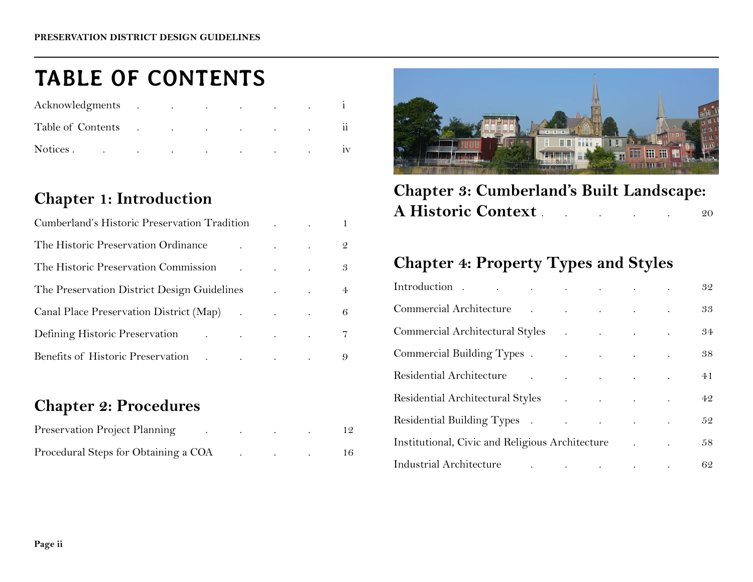# TABLE OF CONTENTS

Acknowledgments . . . . . . i

Table of Contents . . . . . . ii

Notices . . . . . . . . iv

## Chapter 1: Introduction

Cumberland's Historic Preservation Tradition . . . 1

The Historic Preservation Ordinance . . . 2

The Historic Preservation Commission . . . 3

The Preservation District Design Guidelines . . 4

Canal Place Preservation District (Map) . . . 6

Defining Historic Preservation . . . . 7

Benefits of Historic Preservation . . . . 9

## Chapter 2: Procedures

Preservation Project Planning . . . . 12

Procedural Steps for Obtaining a COA . . . 16

## Chapter 3: Cumberland's Built Landscape: A Historic Context . . . . . 20

## Chapter 4: Property Types and Styles

Introduction . . . . . . . 32

Commercial Architecture . . . . . 33

Commercial Architectural Styles . . . . . 34

Commercial Building Types . . . . . . 38

Residential Architecture . . . . . . 41

Residential Architectural Styles . . . . . 42

Residential Building Types . . . . . . 52

Institutional, Civic and Religious Architecture . . 58

Industrial Architecture . . . . . . 62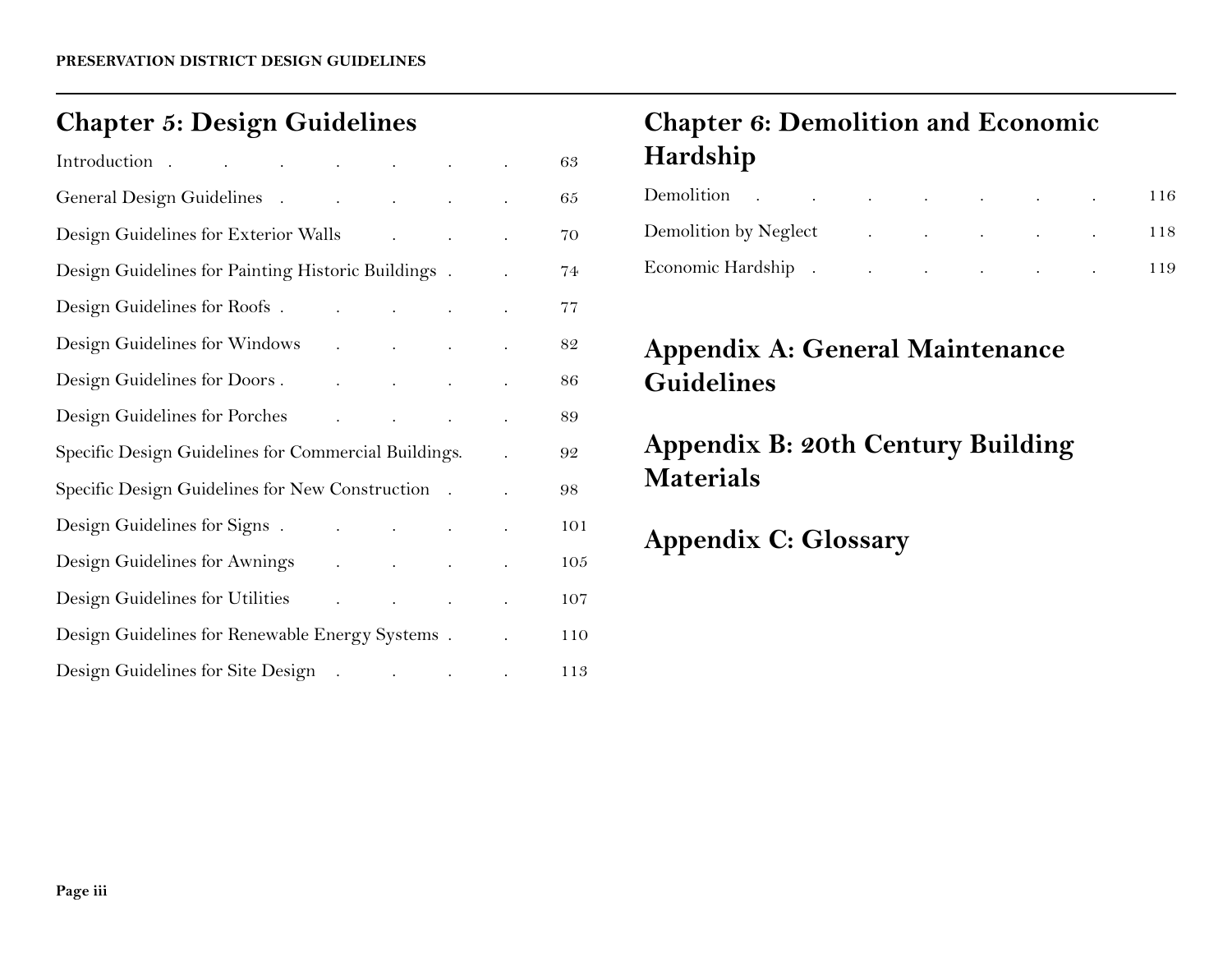## Chapter 5: Design Guidelines

| | |
|---|---|
| Introduction | 63 |
| General Design Guidelines | 65 |
| Design Guidelines for Exterior Walls | 70 |
| Design Guidelines for Painting Historic Buildings | 74 |
| Design Guidelines for Roofs | 77 |
| Design Guidelines for Windows | 82 |
| Design Guidelines for Doors | 86 |
| Design Guidelines for Porches | 89 |
| Specific Design Guidelines for Commercial Buildings | 92 |
| Specific Design Guidelines for New Construction | 98 |
| Design Guidelines for Signs | 101 |
| Design Guidelines for Awnings | 105 |
| Design Guidelines for Utilities | 107 |
| Design Guidelines for Renewable Energy Systems | 110 |
| Design Guidelines for Site Design | 113 |

## Chapter 6: Demolition and Economic Hardship

| | |
|---|---|
| Demolition | 116 |
| Demolition by Neglect | 118 |
| Economic Hardship | 119 |

## Appendix A: General Maintenance Guidelines

## Appendix B: 20th Century Building Materials

## Appendix C: Glossary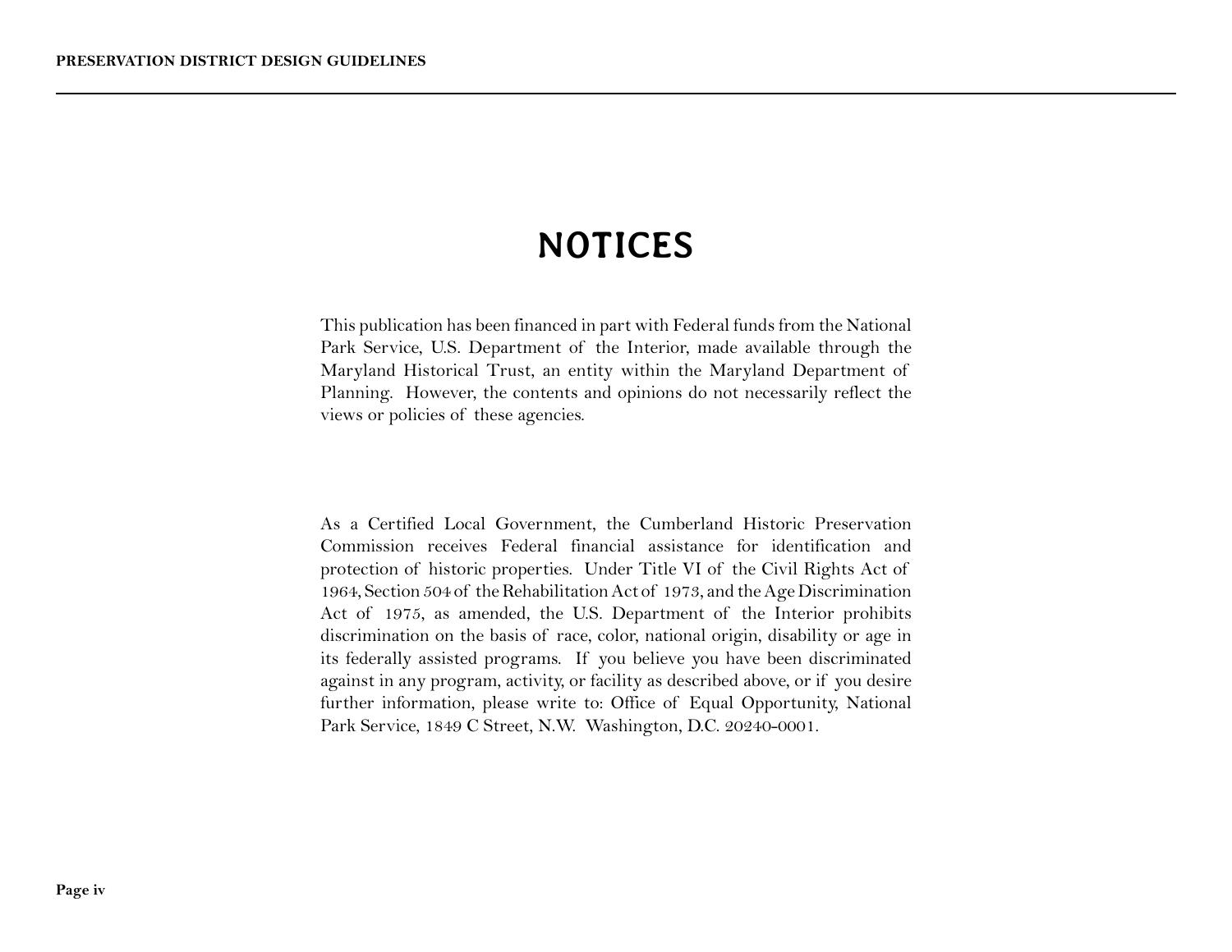# NOTICES

This publication has been financed in part with Federal funds from the National Park Service, U.S. Department of the Interior, made available through the Maryland Historical Trust, an entity within the Maryland Department of Planning. However, the contents and opinions do not necessarily reflect the views or policies of these agencies.

As a Certified Local Government, the Cumberland Historic Preservation Commission receives Federal financial assistance for identification and protection of historic properties. Under Title VI of the Civil Rights Act of 1964, Section 504 of the Rehabilitation Act of 1973, and the Age Discrimination Act of 1975, as amended, the U.S. Department of the Interior prohibits discrimination on the basis of race, color, national origin, disability or age in its federally assisted programs. If you believe you have been discriminated against in any program, activity, or facility as described above, or if you desire further information, please write to: Office of Equal Opportunity, National Park Service, 1849 C Street, N.W. Washington, D.C. 20240-0001.